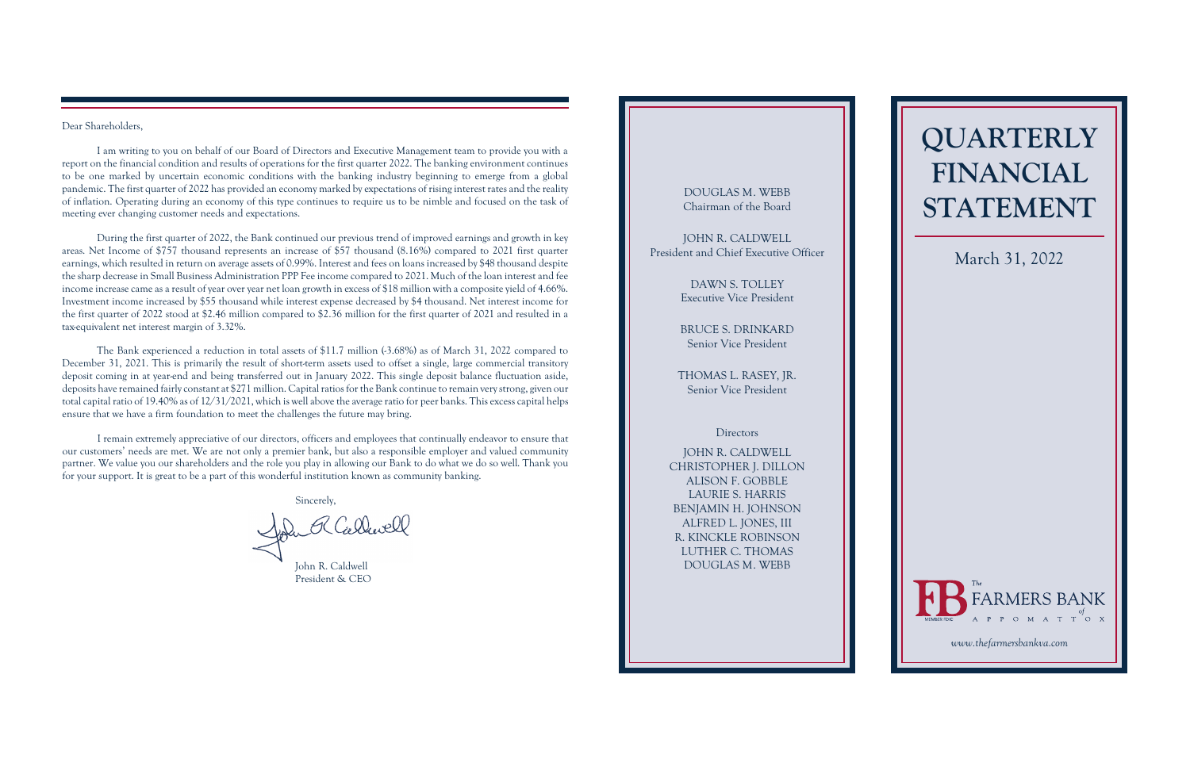Dear Shareholders,

I am writing to you on behalf of our Board of Directors and Executive Management team to provide you with a report on the financial condition and results of operations for the first quarter 2022. The banking environment continues to be one marked by uncertain economic conditions with the banking industry beginning to emerge from a global pandemic. The first quarter of 2022 has provided an economy marked by expectations of rising interest rates and the reality of inflation. Operating during an economy of this type continues to require us to be nimble and focused on the task of meeting ever changing customer needs and expectations.

During the first quarter of 2022, the Bank continued our previous trend of improved earnings and growth in key areas. Net Income of $757 thousand represents an increase of $57 thousand (8.16%) compared to 2021 first quarter earnings, which resulted in return on average assets of 0.99%. Interest and fees on loans increased by $48 thousand despite the sharp decrease in Small Business Administration PPP Fee income compared to 2021. Much of the loan interest and fee income increase came as a result of year over year net loan growth in excess of $18 million with a composite yield of 4.66%. Investment income increased by $55 thousand while interest expense decreased by $4 thousand. Net interest income for the first quarter of 2022 stood at $2.46 million compared to $2.36 million for the first quarter of 2021 and resulted in a tax-equivalent net interest margin of 3.32%.

The Bank experienced a reduction in total assets of $11.7 million (-3.68%) as of March 31, 2022 compared to December 31, 2021. This is primarily the result of short-term assets used to offset a single, large commercial transitory deposit coming in at year-end and being transferred out in January 2022. This single deposit balance fluctuation aside, deposits have remained fairly constant at $271 million. Capital ratios for the Bank continue to remain very strong, given our total capital ratio of 19.40% as of 12/31/2021, which is well above the average ratio for peer banks. This excess capital helps ensure that we have a firm foundation to meet the challenges the future may bring.

I remain extremely appreciative of our directors, officers and employees that continually endeavor to ensure that our customers' needs are met. We are not only a premier bank, but also a responsible employer and valued community partner. We value you our shareholders and the role you play in allowing our Bank to do what we do so well. Thank you for your support. It is great to be a part of this wonderful institution known as community banking.

Sincerely,

John R. Caldwell
President & CEO

DOUGLAS M. WEBB
Chairman of the Board

JOHN R. CALDWELL
President and Chief Executive Officer

DAWN S. TOLLEY
Executive Vice President

BRUCE S. DRINKARD
Senior Vice President

THOMAS L. RASEY, JR.
Senior Vice President

Directors

JOHN R. CALDWELL
CHRISTOPHER J. DILLON
ALISON F. GOBBLE
LAURIE S. HARRIS
BENJAMIN H. JOHNSON
ALFRED L. JONES, III
R. KINCKLE ROBINSON
LUTHER C. THOMAS
DOUGLAS M. WEBB

# QUARTERLY FINANCIAL STATEMENT

March 31, 2022

The FARMERS BANK of APPOMATTOX

MEMBER FDIC

*www.thefarmersbankva.com*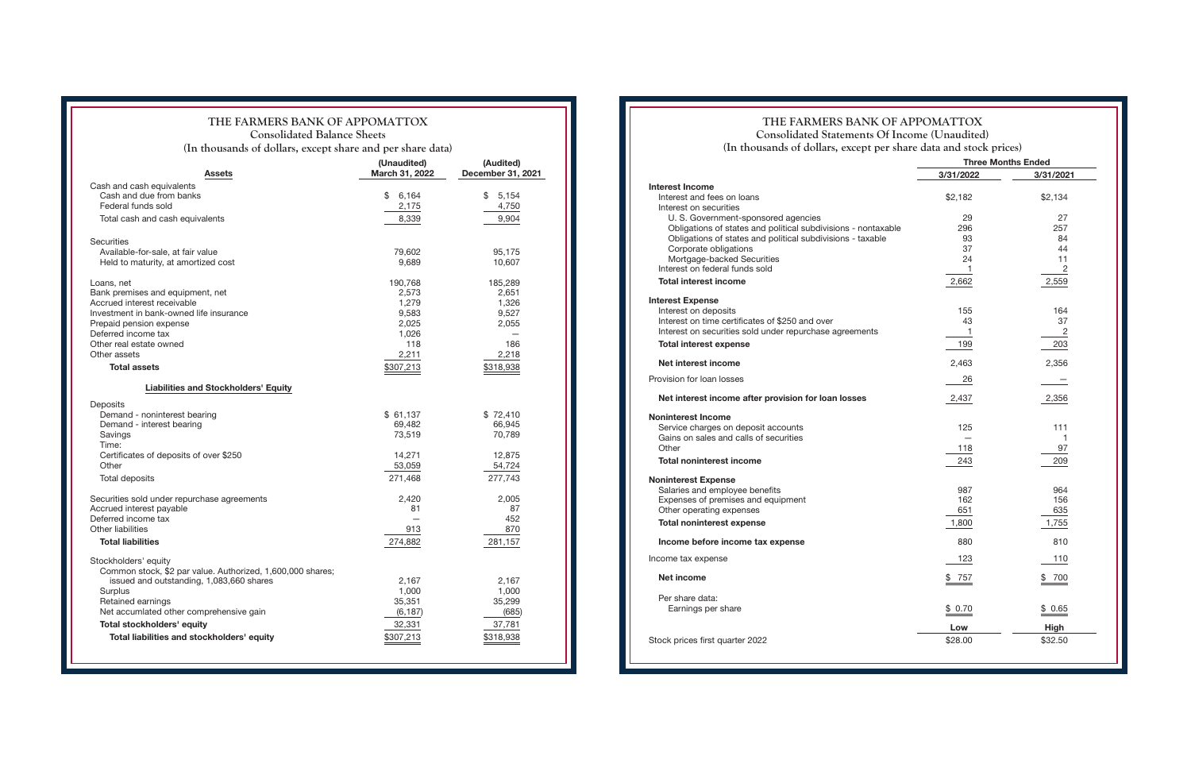# THE FARMERS BANK OF APPOMATTOX

## Consolidated Balance Sheets

(In thousands of dollars, except share and per share data)

| Assets | (Unaudited) March 31, 2022 | (Audited) December 31, 2021 |
|---|---|---|
| Cash and cash equivalents | | |
| Cash and due from banks | $ 6,164 | $ 5,154 |
| Federal funds sold | 2,175 | 4,750 |
| Total cash and cash equivalents | 8,339 | 9,904 |
| Securities | | |
| Available-for-sale, at fair value | 79,602 | 95,175 |
| Held to maturity, at amortized cost | 9,689 | 10,607 |
| Loans, net | 190,768 | 185,289 |
| Bank premises and equipment, net | 2,573 | 2,651 |
| Accrued interest receivable | 1,279 | 1,326 |
| Investment in bank-owned life insurance | 9,583 | 9,527 |
| Prepaid pension expense | 2,025 | 2,055 |
| Deferred income tax | 1,026 | — |
| Other real estate owned | 118 | 186 |
| Other assets | 2,211 | 2,218 |
| **Total assets** | $307,213 | $318,938 |
| **Liabilities and Stockholders' Equity** | | |
| Deposits | | |
| Demand - noninterest bearing | $ 61,137 | $ 72,410 |
| Demand - interest bearing | 69,482 | 66,945 |
| Savings | 73,519 | 70,789 |
| Time: | | |
| Certificates of deposits of over $250 | 14,271 | 12,875 |
| Other | 53,059 | 54,724 |
| Total deposits | 271,468 | 277,743 |
| Securities sold under repurchase agreements | 2,420 | 2,005 |
| Accrued interest payable | 81 | 87 |
| Deferred income tax | — | 452 |
| Other liabilities | 913 | 870 |
| **Total liabilities** | 274,882 | 281,157 |
| Stockholders' equity | | |
| Common stock, $2 par value. Authorized, 1,600,000 shares; issued and outstanding, 1,083,660 shares | 2,167 | 2,167 |
| Surplus | 1,000 | 1,000 |
| Retained earnings | 35,351 | 35,299 |
| Net accumlated other comprehensive gain | (6,187) | (685) |
| **Total stockholders' equity** | 32,331 | 37,781 |
| **Total liabilities and stockholders' equity** | $307,213 | $318,938 |

# THE FARMERS BANK OF APPOMATTOX

## Consolidated Statements Of Income (Unaudited)

(In thousands of dollars, except per share data and stock prices)

| | Three Months Ended | |
|---|---|---|
| | 3/31/2022 | 3/31/2021 |
| **Interest Income** | | |
| Interest and fees on loans | $2,182 | $2,134 |
| Interest on securities | | |
| U. S. Government-sponsored agencies | 29 | 27 |
| Obligations of states and political subdivisions - nontaxable | 296 | 257 |
| Obligations of states and political subdivisions - taxable | 93 | 84 |
| Corporate obligations | 37 | 44 |
| Mortgage-backed Securities | 24 | 11 |
| Interest on federal funds sold | 1 | 2 |
| **Total interest income** | 2,662 | 2,559 |
| **Interest Expense** | | |
| Interest on deposits | 155 | 164 |
| Interest on time certificates of $250 and over | 43 | 37 |
| Interest on securities sold under repurchase agreements | 1 | 2 |
| **Total interest expense** | 199 | 203 |
| **Net interest income** | 2,463 | 2,356 |
| Provision for loan losses | 26 | — |
| **Net interest income after provision for loan losses** | 2,437 | 2,356 |
| **Noninterest Income** | | |
| Service charges on deposit accounts | 125 | 111 |
| Gains on sales and calls of securities | — | 1 |
| Other | 118 | 97 |
| **Total noninterest income** | 243 | 209 |
| **Noninterest Expense** | | |
| Salaries and employee benefits | 987 | 964 |
| Expenses of premises and equipment | 162 | 156 |
| Other operating expenses | 651 | 635 |
| **Total noninterest expense** | 1,800 | 1,755 |
| **Income before income tax expense** | 880 | 810 |
| Income tax expense | 123 | 110 |
| **Net income** | $ 757 | $ 700 |
| Per share data: | | |
| Earnings per share | $ 0.70 | $ 0.65 |
| | **Low** | **High** |
| Stock prices first quarter 2022 | $28.00 | $32.50 |